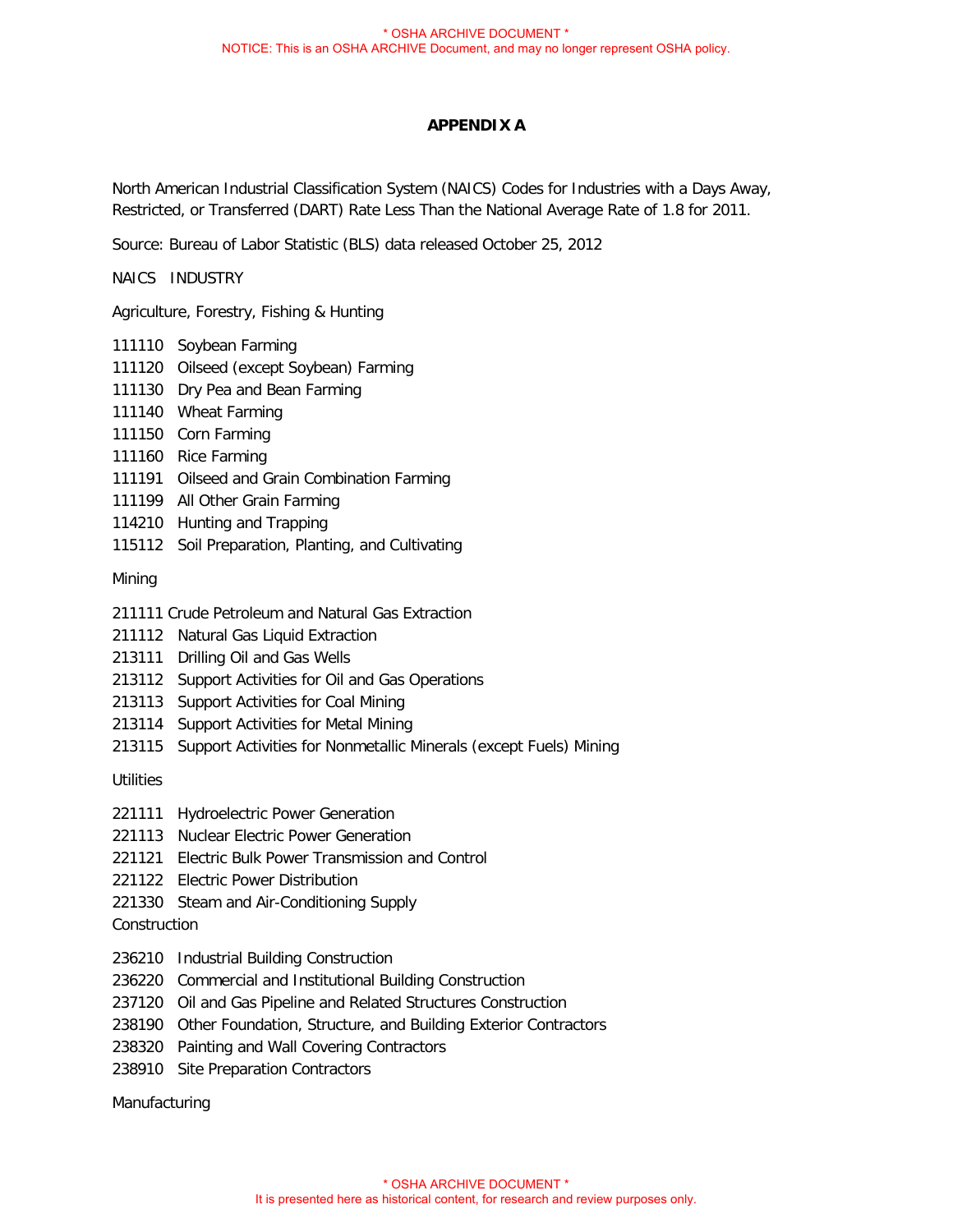# APPENDIX A

North American Industrial Classification System (NAICS) Codes for Industries with a Days Away, Restricted, or Transferred (DART) Rate Less Than the National Average Rate of 1.8 for 2011.

Source: Bureau of Labor Statistic (BLS) data released October 25, 2012

NAICS INDUSTRY

Agriculture, Forestry, Fishing & Hunting

111110 Soybean Farming
111120 Oilseed (except Soybean) Farming
111130 Dry Pea and Bean Farming
111140 Wheat Farming
111150 Corn Farming
111160 Rice Farming
111191 Oilseed and Grain Combination Farming
111199 All Other Grain Farming
114210 Hunting and Trapping
115112 Soil Preparation, Planting, and Cultivating

Mining

211111 Crude Petroleum and Natural Gas Extraction
211112 Natural Gas Liquid Extraction
213111 Drilling Oil and Gas Wells
213112 Support Activities for Oil and Gas Operations
213113 Support Activities for Coal Mining
213114 Support Activities for Metal Mining
213115 Support Activities for Nonmetallic Minerals (except Fuels) Mining

Utilities

221111 Hydroelectric Power Generation
221113 Nuclear Electric Power Generation
221121 Electric Bulk Power Transmission and Control
221122 Electric Power Distribution
221330 Steam and Air-Conditioning Supply

Construction

236210 Industrial Building Construction
236220 Commercial and Institutional Building Construction
237120 Oil and Gas Pipeline and Related Structures Construction
238190 Other Foundation, Structure, and Building Exterior Contractors
238320 Painting and Wall Covering Contractors
238910 Site Preparation Contractors

Manufacturing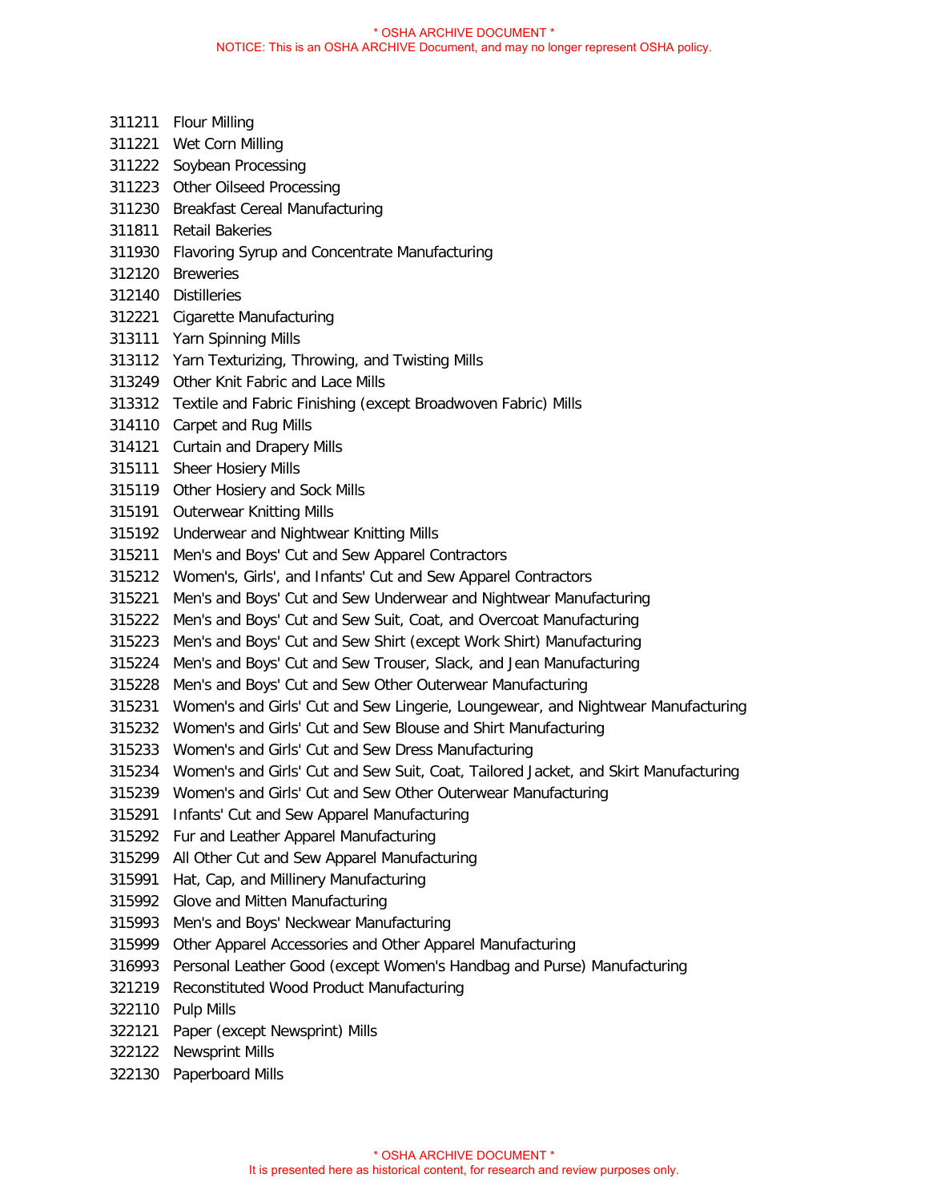311211 Flour Milling
311221 Wet Corn Milling
311222 Soybean Processing
311223 Other Oilseed Processing
311230 Breakfast Cereal Manufacturing
311811 Retail Bakeries
311930 Flavoring Syrup and Concentrate Manufacturing
312120 Breweries
312140 Distilleries
312221 Cigarette Manufacturing
313111 Yarn Spinning Mills
313112 Yarn Texturizing, Throwing, and Twisting Mills
313249 Other Knit Fabric and Lace Mills
313312 Textile and Fabric Finishing (except Broadwoven Fabric) Mills
314110 Carpet and Rug Mills
314121 Curtain and Drapery Mills
315111 Sheer Hosiery Mills
315119 Other Hosiery and Sock Mills
315191 Outerwear Knitting Mills
315192 Underwear and Nightwear Knitting Mills
315211 Men's and Boys' Cut and Sew Apparel Contractors
315212 Women's, Girls', and Infants' Cut and Sew Apparel Contractors
315221 Men's and Boys' Cut and Sew Underwear and Nightwear Manufacturing
315222 Men's and Boys' Cut and Sew Suit, Coat, and Overcoat Manufacturing
315223 Men's and Boys' Cut and Sew Shirt (except Work Shirt) Manufacturing
315224 Men's and Boys' Cut and Sew Trouser, Slack, and Jean Manufacturing
315228 Men's and Boys' Cut and Sew Other Outerwear Manufacturing
315231 Women's and Girls' Cut and Sew Lingerie, Loungewear, and Nightwear Manufacturing
315232 Women's and Girls' Cut and Sew Blouse and Shirt Manufacturing
315233 Women's and Girls' Cut and Sew Dress Manufacturing
315234 Women's and Girls' Cut and Sew Suit, Coat, Tailored Jacket, and Skirt Manufacturing
315239 Women's and Girls' Cut and Sew Other Outerwear Manufacturing
315291 Infants' Cut and Sew Apparel Manufacturing
315292 Fur and Leather Apparel Manufacturing
315299 All Other Cut and Sew Apparel Manufacturing
315991 Hat, Cap, and Millinery Manufacturing
315992 Glove and Mitten Manufacturing
315993 Men's and Boys' Neckwear Manufacturing
315999 Other Apparel Accessories and Other Apparel Manufacturing
316993 Personal Leather Good (except Women's Handbag and Purse) Manufacturing
321219 Reconstituted Wood Product Manufacturing
322110 Pulp Mills
322121 Paper (except Newsprint) Mills
322122 Newsprint Mills
322130 Paperboard Mills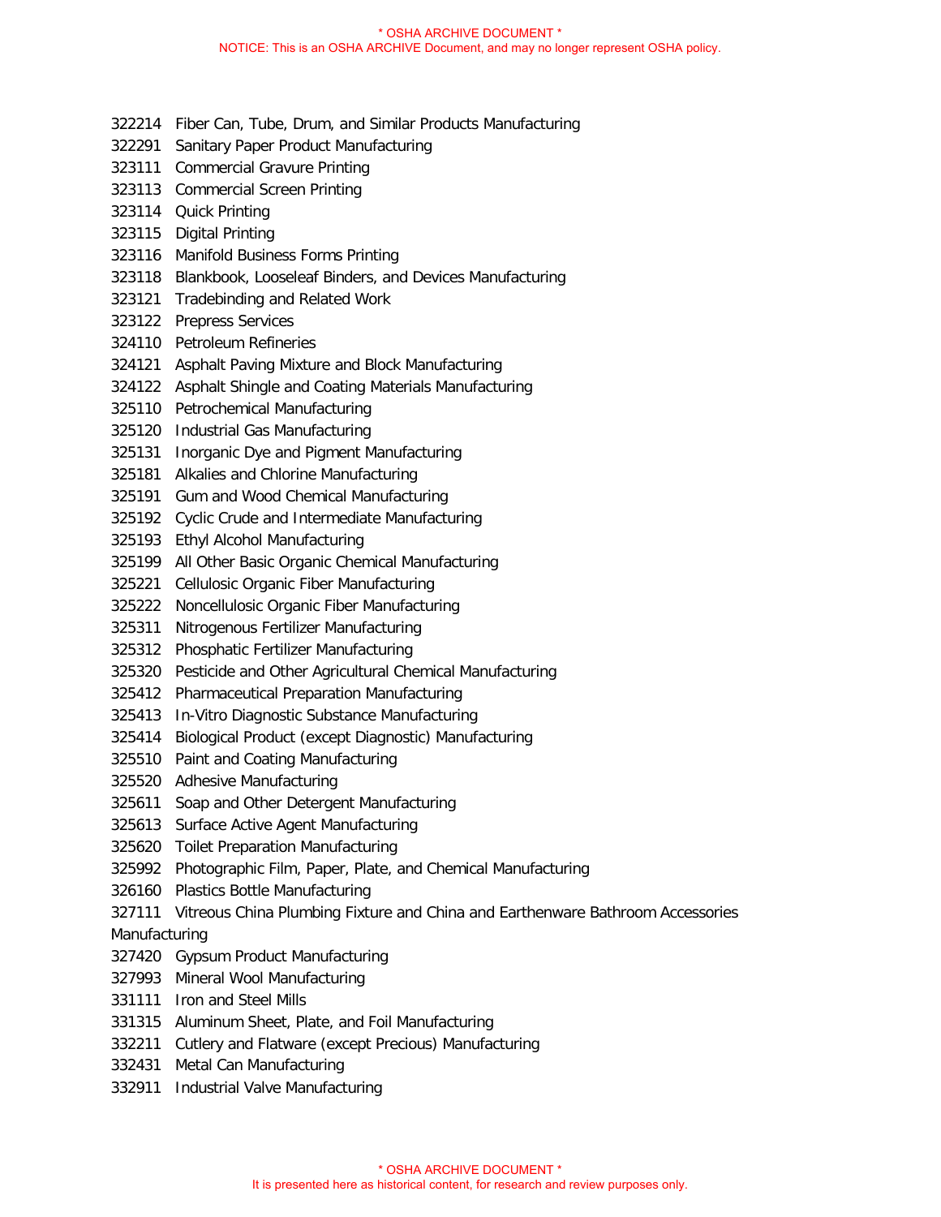322214 Fiber Can, Tube, Drum, and Similar Products Manufacturing
322291 Sanitary Paper Product Manufacturing
323111 Commercial Gravure Printing
323113 Commercial Screen Printing
323114 Quick Printing
323115 Digital Printing
323116 Manifold Business Forms Printing
323118 Blankbook, Looseleaf Binders, and Devices Manufacturing
323121 Tradebinding and Related Work
323122 Prepress Services
324110 Petroleum Refineries
324121 Asphalt Paving Mixture and Block Manufacturing
324122 Asphalt Shingle and Coating Materials Manufacturing
325110 Petrochemical Manufacturing
325120 Industrial Gas Manufacturing
325131 Inorganic Dye and Pigment Manufacturing
325181 Alkalies and Chlorine Manufacturing
325191 Gum and Wood Chemical Manufacturing
325192 Cyclic Crude and Intermediate Manufacturing
325193 Ethyl Alcohol Manufacturing
325199 All Other Basic Organic Chemical Manufacturing
325221 Cellulosic Organic Fiber Manufacturing
325222 Noncellulosic Organic Fiber Manufacturing
325311 Nitrogenous Fertilizer Manufacturing
325312 Phosphatic Fertilizer Manufacturing
325320 Pesticide and Other Agricultural Chemical Manufacturing
325412 Pharmaceutical Preparation Manufacturing
325413 In-Vitro Diagnostic Substance Manufacturing
325414 Biological Product (except Diagnostic) Manufacturing
325510 Paint and Coating Manufacturing
325520 Adhesive Manufacturing
325611 Soap and Other Detergent Manufacturing
325613 Surface Active Agent Manufacturing
325620 Toilet Preparation Manufacturing
325992 Photographic Film, Paper, Plate, and Chemical Manufacturing
326160 Plastics Bottle Manufacturing
327111 Vitreous China Plumbing Fixture and China and Earthenware Bathroom Accessories Manufacturing
327420 Gypsum Product Manufacturing
327993 Mineral Wool Manufacturing
331111 Iron and Steel Mills
331315 Aluminum Sheet, Plate, and Foil Manufacturing
332211 Cutlery and Flatware (except Precious) Manufacturing
332431 Metal Can Manufacturing
332911 Industrial Valve Manufacturing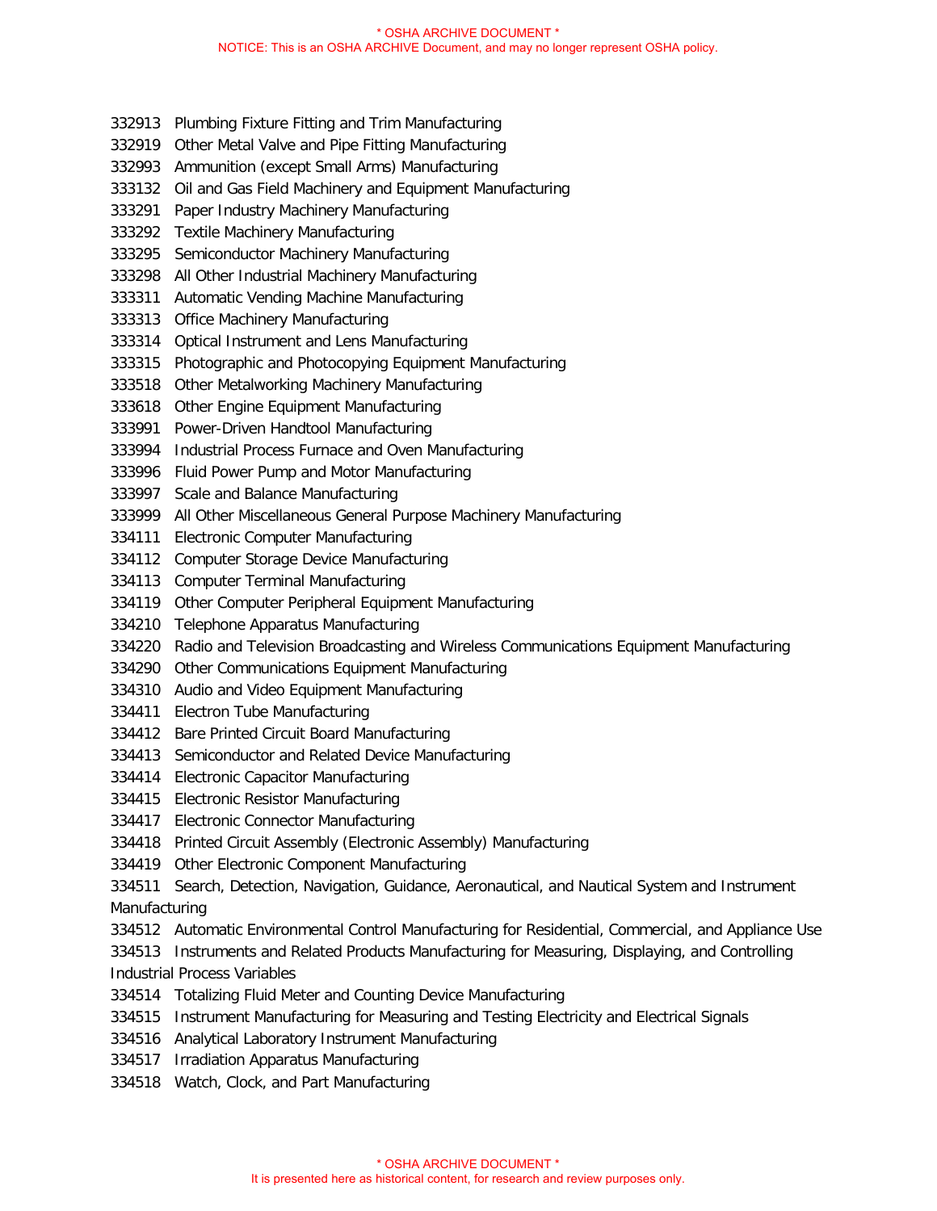332913 Plumbing Fixture Fitting and Trim Manufacturing
332919 Other Metal Valve and Pipe Fitting Manufacturing
332993 Ammunition (except Small Arms) Manufacturing
333132 Oil and Gas Field Machinery and Equipment Manufacturing
333291 Paper Industry Machinery Manufacturing
333292 Textile Machinery Manufacturing
333295 Semiconductor Machinery Manufacturing
333298 All Other Industrial Machinery Manufacturing
333311 Automatic Vending Machine Manufacturing
333313 Office Machinery Manufacturing
333314 Optical Instrument and Lens Manufacturing
333315 Photographic and Photocopying Equipment Manufacturing
333518 Other Metalworking Machinery Manufacturing
333618 Other Engine Equipment Manufacturing
333991 Power-Driven Handtool Manufacturing
333994 Industrial Process Furnace and Oven Manufacturing
333996 Fluid Power Pump and Motor Manufacturing
333997 Scale and Balance Manufacturing
333999 All Other Miscellaneous General Purpose Machinery Manufacturing
334111 Electronic Computer Manufacturing
334112 Computer Storage Device Manufacturing
334113 Computer Terminal Manufacturing
334119 Other Computer Peripheral Equipment Manufacturing
334210 Telephone Apparatus Manufacturing
334220 Radio and Television Broadcasting and Wireless Communications Equipment Manufacturing
334290 Other Communications Equipment Manufacturing
334310 Audio and Video Equipment Manufacturing
334411 Electron Tube Manufacturing
334412 Bare Printed Circuit Board Manufacturing
334413 Semiconductor and Related Device Manufacturing
334414 Electronic Capacitor Manufacturing
334415 Electronic Resistor Manufacturing
334417 Electronic Connector Manufacturing
334418 Printed Circuit Assembly (Electronic Assembly) Manufacturing
334419 Other Electronic Component Manufacturing
334511 Search, Detection, Navigation, Guidance, Aeronautical, and Nautical System and Instrument Manufacturing
334512 Automatic Environmental Control Manufacturing for Residential, Commercial, and Appliance Use
334513 Instruments and Related Products Manufacturing for Measuring, Displaying, and Controlling Industrial Process Variables
334514 Totalizing Fluid Meter and Counting Device Manufacturing
334515 Instrument Manufacturing for Measuring and Testing Electricity and Electrical Signals
334516 Analytical Laboratory Instrument Manufacturing
334517 Irradiation Apparatus Manufacturing
334518 Watch, Clock, and Part Manufacturing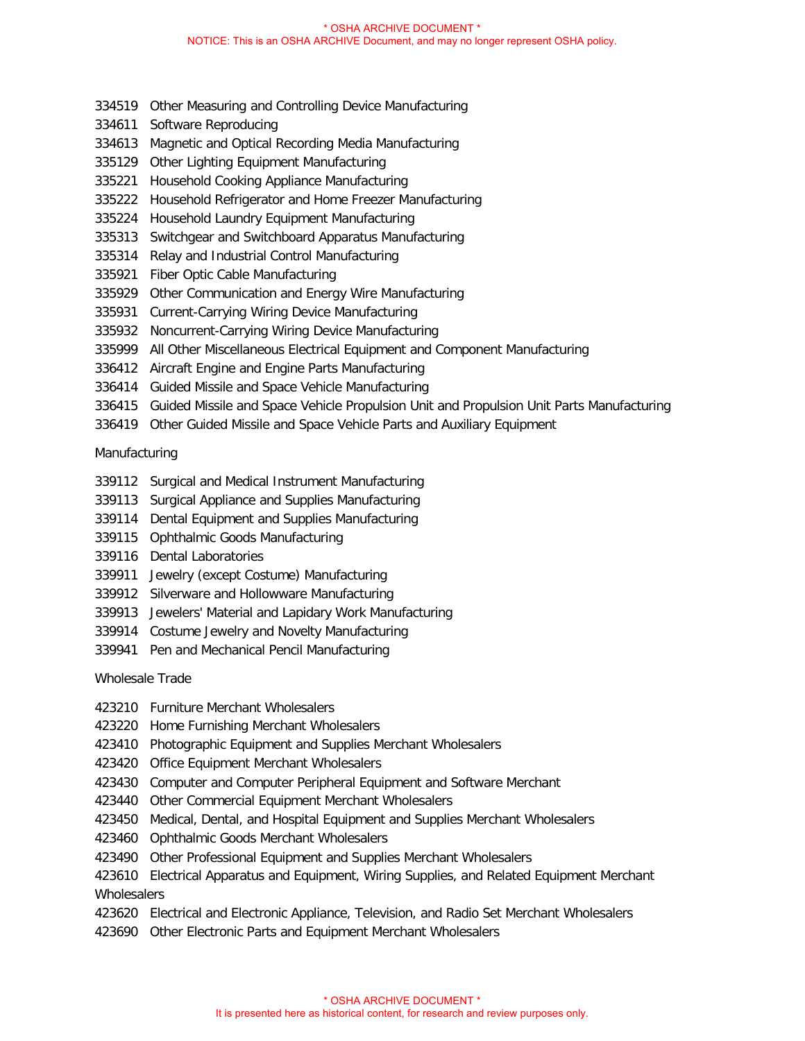334519 Other Measuring and Controlling Device Manufacturing
334611 Software Reproducing
334613 Magnetic and Optical Recording Media Manufacturing
335129 Other Lighting Equipment Manufacturing
335221 Household Cooking Appliance Manufacturing
335222 Household Refrigerator and Home Freezer Manufacturing
335224 Household Laundry Equipment Manufacturing
335313 Switchgear and Switchboard Apparatus Manufacturing
335314 Relay and Industrial Control Manufacturing
335921 Fiber Optic Cable Manufacturing
335929 Other Communication and Energy Wire Manufacturing
335931 Current-Carrying Wiring Device Manufacturing
335932 Noncurrent-Carrying Wiring Device Manufacturing
335999 All Other Miscellaneous Electrical Equipment and Component Manufacturing
336412 Aircraft Engine and Engine Parts Manufacturing
336414 Guided Missile and Space Vehicle Manufacturing
336415 Guided Missile and Space Vehicle Propulsion Unit and Propulsion Unit Parts Manufacturing
336419 Other Guided Missile and Space Vehicle Parts and Auxiliary Equipment

Manufacturing

339112 Surgical and Medical Instrument Manufacturing
339113 Surgical Appliance and Supplies Manufacturing
339114 Dental Equipment and Supplies Manufacturing
339115 Ophthalmic Goods Manufacturing
339116 Dental Laboratories
339911 Jewelry (except Costume) Manufacturing
339912 Silverware and Hollowware Manufacturing
339913 Jewelers' Material and Lapidary Work Manufacturing
339914 Costume Jewelry and Novelty Manufacturing
339941 Pen and Mechanical Pencil Manufacturing

Wholesale Trade

423210 Furniture Merchant Wholesalers
423220 Home Furnishing Merchant Wholesalers
423410 Photographic Equipment and Supplies Merchant Wholesalers
423420 Office Equipment Merchant Wholesalers
423430 Computer and Computer Peripheral Equipment and Software Merchant
423440 Other Commercial Equipment Merchant Wholesalers
423450 Medical, Dental, and Hospital Equipment and Supplies Merchant Wholesalers
423460 Ophthalmic Goods Merchant Wholesalers
423490 Other Professional Equipment and Supplies Merchant Wholesalers
423610 Electrical Apparatus and Equipment, Wiring Supplies, and Related Equipment Merchant Wholesalers
423620 Electrical and Electronic Appliance, Television, and Radio Set Merchant Wholesalers
423690 Other Electronic Parts and Equipment Merchant Wholesalers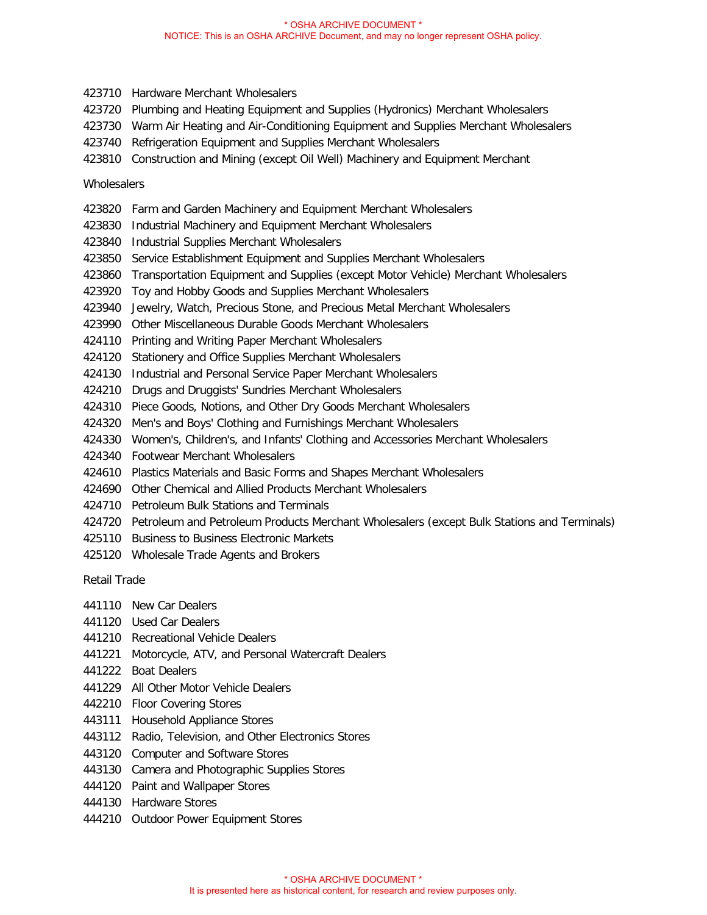423710 Hardware Merchant Wholesalers

423720 Plumbing and Heating Equipment and Supplies (Hydronics) Merchant Wholesalers

423730 Warm Air Heating and Air-Conditioning Equipment and Supplies Merchant Wholesalers

423740 Refrigeration Equipment and Supplies Merchant Wholesalers

423810 Construction and Mining (except Oil Well) Machinery and Equipment Merchant

Wholesalers

423820 Farm and Garden Machinery and Equipment Merchant Wholesalers

423830 Industrial Machinery and Equipment Merchant Wholesalers

423840 Industrial Supplies Merchant Wholesalers

423850 Service Establishment Equipment and Supplies Merchant Wholesalers

423860 Transportation Equipment and Supplies (except Motor Vehicle) Merchant Wholesalers

423920 Toy and Hobby Goods and Supplies Merchant Wholesalers

423940 Jewelry, Watch, Precious Stone, and Precious Metal Merchant Wholesalers

423990 Other Miscellaneous Durable Goods Merchant Wholesalers

424110 Printing and Writing Paper Merchant Wholesalers

424120 Stationery and Office Supplies Merchant Wholesalers

424130 Industrial and Personal Service Paper Merchant Wholesalers

424210 Drugs and Druggists' Sundries Merchant Wholesalers

424310 Piece Goods, Notions, and Other Dry Goods Merchant Wholesalers

424320 Men's and Boys' Clothing and Furnishings Merchant Wholesalers

424330 Women's, Children's, and Infants' Clothing and Accessories Merchant Wholesalers

424340 Footwear Merchant Wholesalers

424610 Plastics Materials and Basic Forms and Shapes Merchant Wholesalers

424690 Other Chemical and Allied Products Merchant Wholesalers

424710 Petroleum Bulk Stations and Terminals

424720 Petroleum and Petroleum Products Merchant Wholesalers (except Bulk Stations and Terminals)

425110 Business to Business Electronic Markets

425120 Wholesale Trade Agents and Brokers

Retail Trade

441110 New Car Dealers

441120 Used Car Dealers

441210 Recreational Vehicle Dealers

441221 Motorcycle, ATV, and Personal Watercraft Dealers

441222 Boat Dealers

441229 All Other Motor Vehicle Dealers

442210 Floor Covering Stores

443111 Household Appliance Stores

443112 Radio, Television, and Other Electronics Stores

443120 Computer and Software Stores

443130 Camera and Photographic Supplies Stores

444120 Paint and Wallpaper Stores

444130 Hardware Stores

444210 Outdoor Power Equipment Stores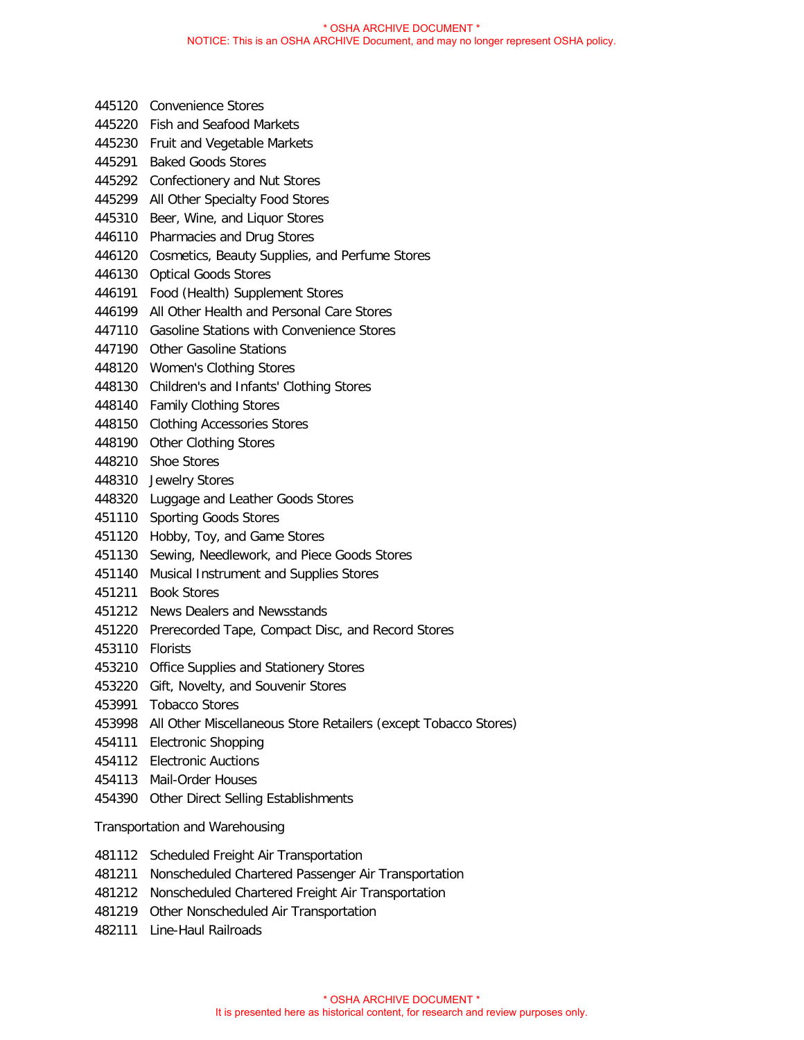445120 Convenience Stores
445220 Fish and Seafood Markets
445230 Fruit and Vegetable Markets
445291 Baked Goods Stores
445292 Confectionery and Nut Stores
445299 All Other Specialty Food Stores
445310 Beer, Wine, and Liquor Stores
446110 Pharmacies and Drug Stores
446120 Cosmetics, Beauty Supplies, and Perfume Stores
446130 Optical Goods Stores
446191 Food (Health) Supplement Stores
446199 All Other Health and Personal Care Stores
447110 Gasoline Stations with Convenience Stores
447190 Other Gasoline Stations
448120 Women's Clothing Stores
448130 Children's and Infants' Clothing Stores
448140 Family Clothing Stores
448150 Clothing Accessories Stores
448190 Other Clothing Stores
448210 Shoe Stores
448310 Jewelry Stores
448320 Luggage and Leather Goods Stores
451110 Sporting Goods Stores
451120 Hobby, Toy, and Game Stores
451130 Sewing, Needlework, and Piece Goods Stores
451140 Musical Instrument and Supplies Stores
451211 Book Stores
451212 News Dealers and Newsstands
451220 Prerecorded Tape, Compact Disc, and Record Stores
453110 Florists
453210 Office Supplies and Stationery Stores
453220 Gift, Novelty, and Souvenir Stores
453991 Tobacco Stores
453998 All Other Miscellaneous Store Retailers (except Tobacco Stores)
454111 Electronic Shopping
454112 Electronic Auctions
454113 Mail-Order Houses
454390 Other Direct Selling Establishments

Transportation and Warehousing

481112 Scheduled Freight Air Transportation
481211 Nonscheduled Chartered Passenger Air Transportation
481212 Nonscheduled Chartered Freight Air Transportation
481219 Other Nonscheduled Air Transportation
482111 Line-Haul Railroads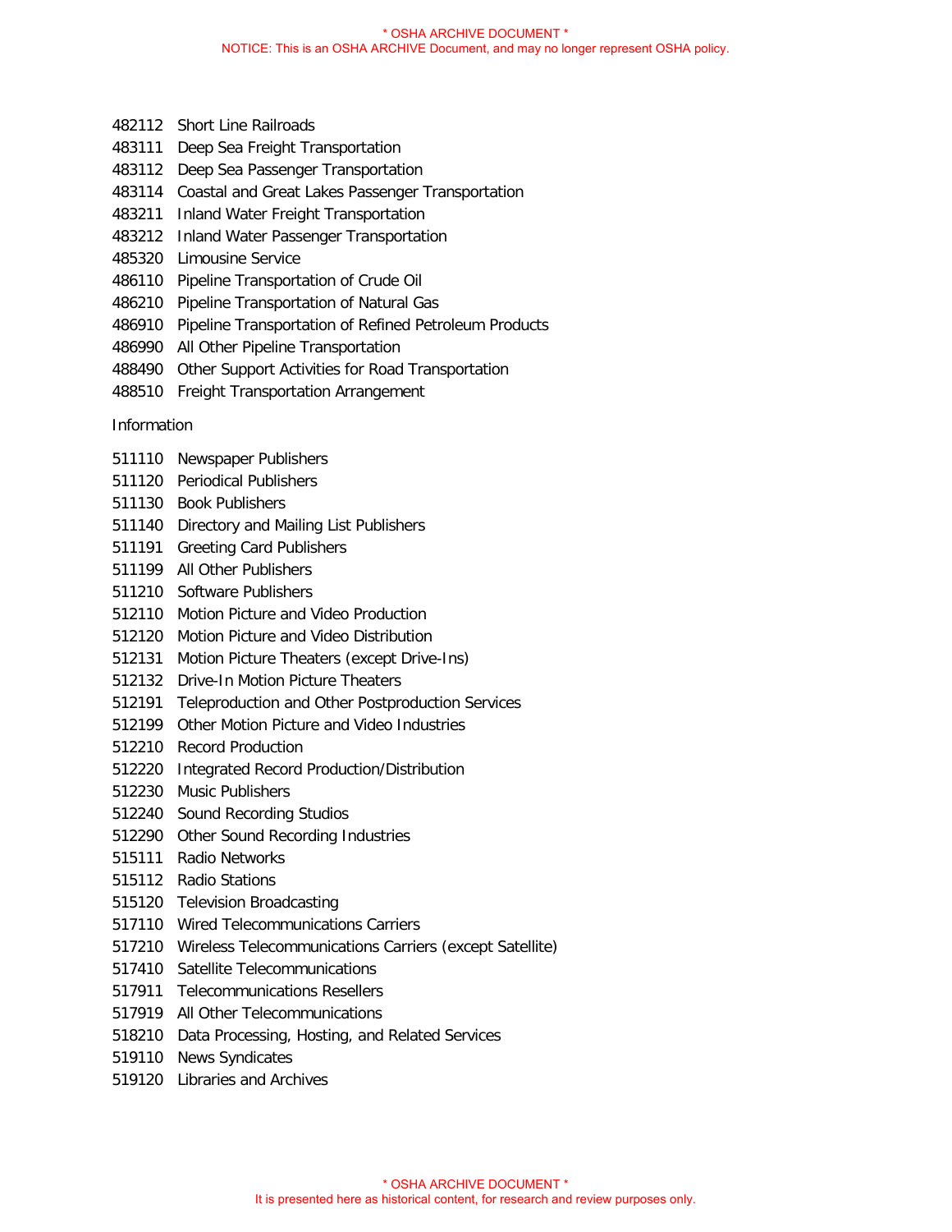482112 Short Line Railroads
483111 Deep Sea Freight Transportation
483112 Deep Sea Passenger Transportation
483114 Coastal and Great Lakes Passenger Transportation
483211 Inland Water Freight Transportation
483212 Inland Water Passenger Transportation
485320 Limousine Service
486110 Pipeline Transportation of Crude Oil
486210 Pipeline Transportation of Natural Gas
486910 Pipeline Transportation of Refined Petroleum Products
486990 All Other Pipeline Transportation
488490 Other Support Activities for Road Transportation
488510 Freight Transportation Arrangement

Information

511110 Newspaper Publishers
511120 Periodical Publishers
511130 Book Publishers
511140 Directory and Mailing List Publishers
511191 Greeting Card Publishers
511199 All Other Publishers
511210 Software Publishers
512110 Motion Picture and Video Production
512120 Motion Picture and Video Distribution
512131 Motion Picture Theaters (except Drive-Ins)
512132 Drive-In Motion Picture Theaters
512191 Teleproduction and Other Postproduction Services
512199 Other Motion Picture and Video Industries
512210 Record Production
512220 Integrated Record Production/Distribution
512230 Music Publishers
512240 Sound Recording Studios
512290 Other Sound Recording Industries
515111 Radio Networks
515112 Radio Stations
515120 Television Broadcasting
517110 Wired Telecommunications Carriers
517210 Wireless Telecommunications Carriers (except Satellite)
517410 Satellite Telecommunications
517911 Telecommunications Resellers
517919 All Other Telecommunications
518210 Data Processing, Hosting, and Related Services
519110 News Syndicates
519120 Libraries and Archives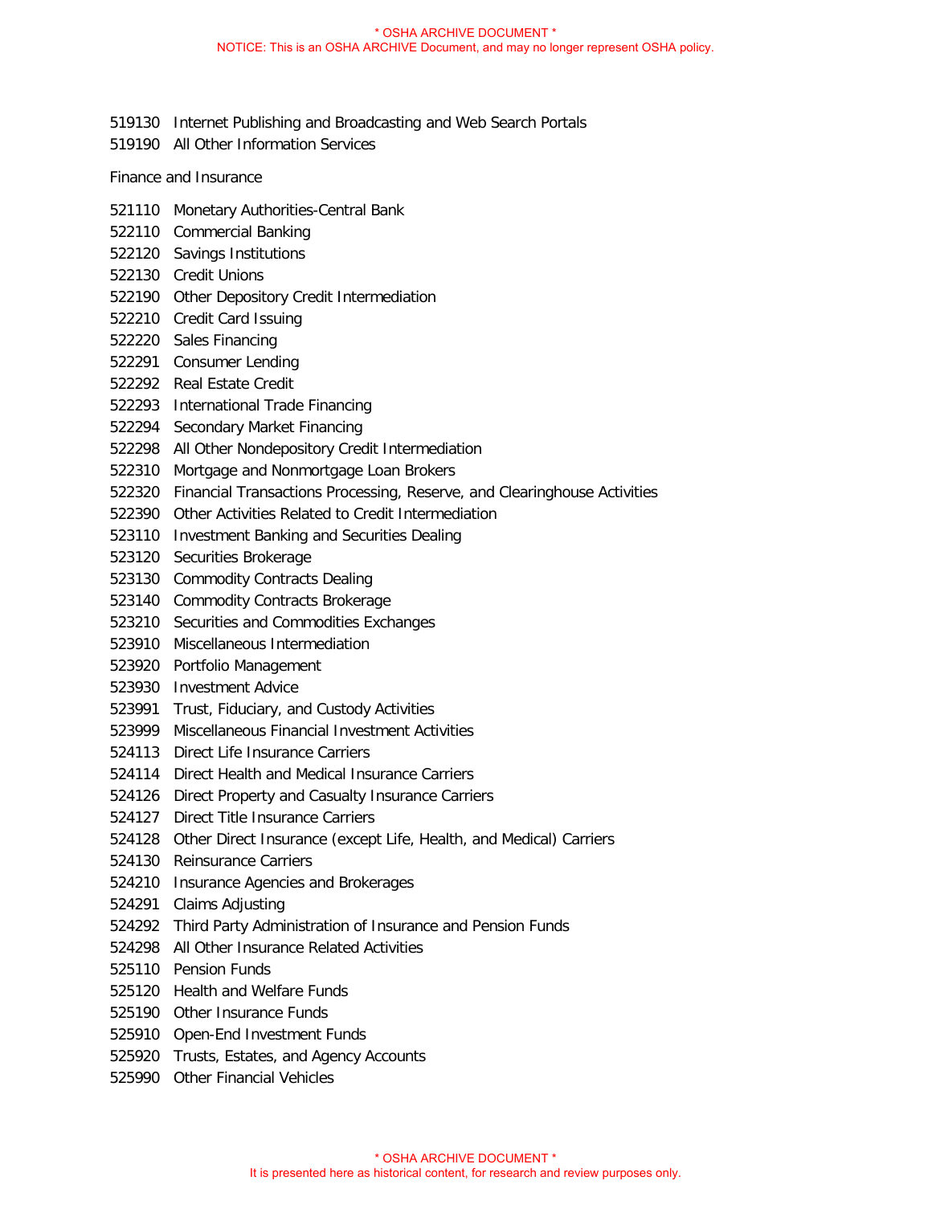519130 Internet Publishing and Broadcasting and Web Search Portals
519190 All Other Information Services

Finance and Insurance

521110 Monetary Authorities-Central Bank
522110 Commercial Banking
522120 Savings Institutions
522130 Credit Unions
522190 Other Depository Credit Intermediation
522210 Credit Card Issuing
522220 Sales Financing
522291 Consumer Lending
522292 Real Estate Credit
522293 International Trade Financing
522294 Secondary Market Financing
522298 All Other Nondepository Credit Intermediation
522310 Mortgage and Nonmortgage Loan Brokers
522320 Financial Transactions Processing, Reserve, and Clearinghouse Activities
522390 Other Activities Related to Credit Intermediation
523110 Investment Banking and Securities Dealing
523120 Securities Brokerage
523130 Commodity Contracts Dealing
523140 Commodity Contracts Brokerage
523210 Securities and Commodities Exchanges
523910 Miscellaneous Intermediation
523920 Portfolio Management
523930 Investment Advice
523991 Trust, Fiduciary, and Custody Activities
523999 Miscellaneous Financial Investment Activities
524113 Direct Life Insurance Carriers
524114 Direct Health and Medical Insurance Carriers
524126 Direct Property and Casualty Insurance Carriers
524127 Direct Title Insurance Carriers
524128 Other Direct Insurance (except Life, Health, and Medical) Carriers
524130 Reinsurance Carriers
524210 Insurance Agencies and Brokerages
524291 Claims Adjusting
524292 Third Party Administration of Insurance and Pension Funds
524298 All Other Insurance Related Activities
525110 Pension Funds
525120 Health and Welfare Funds
525190 Other Insurance Funds
525910 Open-End Investment Funds
525920 Trusts, Estates, and Agency Accounts
525990 Other Financial Vehicles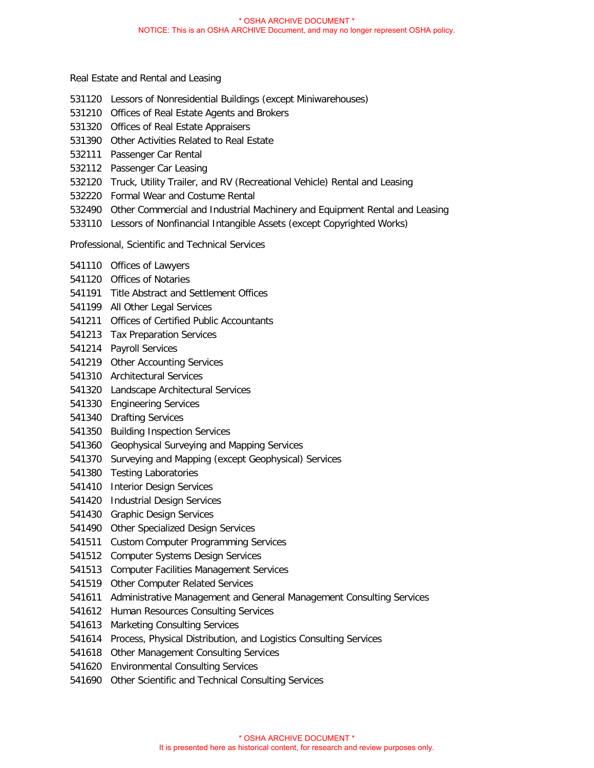Real Estate and Rental and Leasing

531120 Lessors of Nonresidential Buildings (except Miniwarehouses)
531210 Offices of Real Estate Agents and Brokers
531320 Offices of Real Estate Appraisers
531390 Other Activities Related to Real Estate
532111 Passenger Car Rental
532112 Passenger Car Leasing
532120 Truck, Utility Trailer, and RV (Recreational Vehicle) Rental and Leasing
532220 Formal Wear and Costume Rental
532490 Other Commercial and Industrial Machinery and Equipment Rental and Leasing
533110 Lessors of Nonfinancial Intangible Assets (except Copyrighted Works)

Professional, Scientific and Technical Services

541110 Offices of Lawyers
541120 Offices of Notaries
541191 Title Abstract and Settlement Offices
541199 All Other Legal Services
541211 Offices of Certified Public Accountants
541213 Tax Preparation Services
541214 Payroll Services
541219 Other Accounting Services
541310 Architectural Services
541320 Landscape Architectural Services
541330 Engineering Services
541340 Drafting Services
541350 Building Inspection Services
541360 Geophysical Surveying and Mapping Services
541370 Surveying and Mapping (except Geophysical) Services
541380 Testing Laboratories
541410 Interior Design Services
541420 Industrial Design Services
541430 Graphic Design Services
541490 Other Specialized Design Services
541511 Custom Computer Programming Services
541512 Computer Systems Design Services
541513 Computer Facilities Management Services
541519 Other Computer Related Services
541611 Administrative Management and General Management Consulting Services
541612 Human Resources Consulting Services
541613 Marketing Consulting Services
541614 Process, Physical Distribution, and Logistics Consulting Services
541618 Other Management Consulting Services
541620 Environmental Consulting Services
541690 Other Scientific and Technical Consulting Services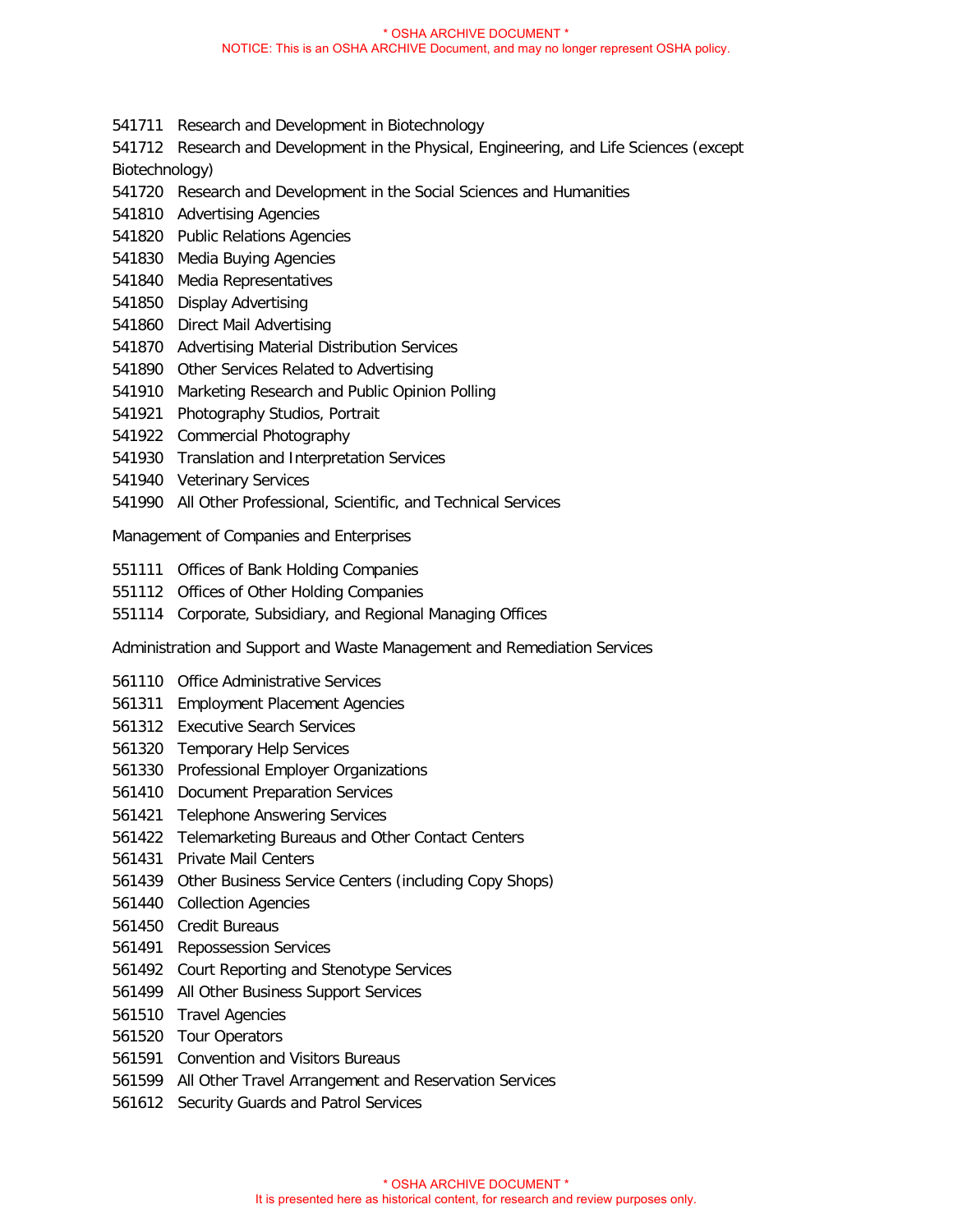541711 Research and Development in Biotechnology

541712 Research and Development in the Physical, Engineering, and Life Sciences (except Biotechnology)

541720 Research and Development in the Social Sciences and Humanities

541810 Advertising Agencies

541820 Public Relations Agencies

541830 Media Buying Agencies

541840 Media Representatives

541850 Display Advertising

541860 Direct Mail Advertising

541870 Advertising Material Distribution Services

541890 Other Services Related to Advertising

541910 Marketing Research and Public Opinion Polling

541921 Photography Studios, Portrait

541922 Commercial Photography

541930 Translation and Interpretation Services

541940 Veterinary Services

541990 All Other Professional, Scientific, and Technical Services

Management of Companies and Enterprises

551111 Offices of Bank Holding Companies

551112 Offices of Other Holding Companies

551114 Corporate, Subsidiary, and Regional Managing Offices

Administration and Support and Waste Management and Remediation Services

561110 Office Administrative Services

561311 Employment Placement Agencies

561312 Executive Search Services

561320 Temporary Help Services

561330 Professional Employer Organizations

561410 Document Preparation Services

561421 Telephone Answering Services

561422 Telemarketing Bureaus and Other Contact Centers

561431 Private Mail Centers

561439 Other Business Service Centers (including Copy Shops)

561440 Collection Agencies

561450 Credit Bureaus

561491 Repossession Services

561492 Court Reporting and Stenotype Services

561499 All Other Business Support Services

561510 Travel Agencies

561520 Tour Operators

561591 Convention and Visitors Bureaus

561599 All Other Travel Arrangement and Reservation Services

561612 Security Guards and Patrol Services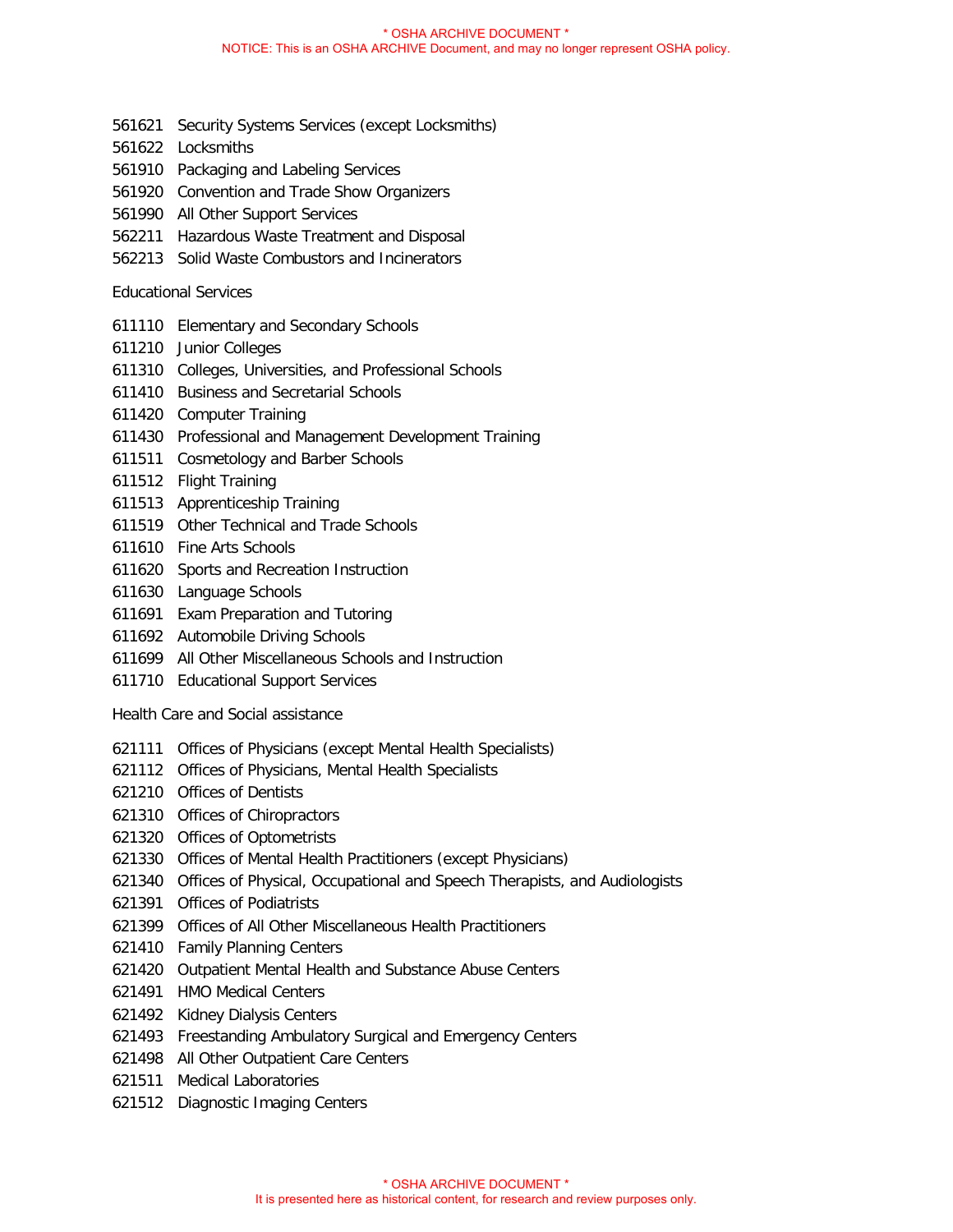561621 Security Systems Services (except Locksmiths)
561622 Locksmiths
561910 Packaging and Labeling Services
561920 Convention and Trade Show Organizers
561990 All Other Support Services
562211 Hazardous Waste Treatment and Disposal
562213 Solid Waste Combustors and Incinerators

Educational Services

611110 Elementary and Secondary Schools
611210 Junior Colleges
611310 Colleges, Universities, and Professional Schools
611410 Business and Secretarial Schools
611420 Computer Training
611430 Professional and Management Development Training
611511 Cosmetology and Barber Schools
611512 Flight Training
611513 Apprenticeship Training
611519 Other Technical and Trade Schools
611610 Fine Arts Schools
611620 Sports and Recreation Instruction
611630 Language Schools
611691 Exam Preparation and Tutoring
611692 Automobile Driving Schools
611699 All Other Miscellaneous Schools and Instruction
611710 Educational Support Services

Health Care and Social assistance

621111 Offices of Physicians (except Mental Health Specialists)
621112 Offices of Physicians, Mental Health Specialists
621210 Offices of Dentists
621310 Offices of Chiropractors
621320 Offices of Optometrists
621330 Offices of Mental Health Practitioners (except Physicians)
621340 Offices of Physical, Occupational and Speech Therapists, and Audiologists
621391 Offices of Podiatrists
621399 Offices of All Other Miscellaneous Health Practitioners
621410 Family Planning Centers
621420 Outpatient Mental Health and Substance Abuse Centers
621491 HMO Medical Centers
621492 Kidney Dialysis Centers
621493 Freestanding Ambulatory Surgical and Emergency Centers
621498 All Other Outpatient Care Centers
621511 Medical Laboratories
621512 Diagnostic Imaging Centers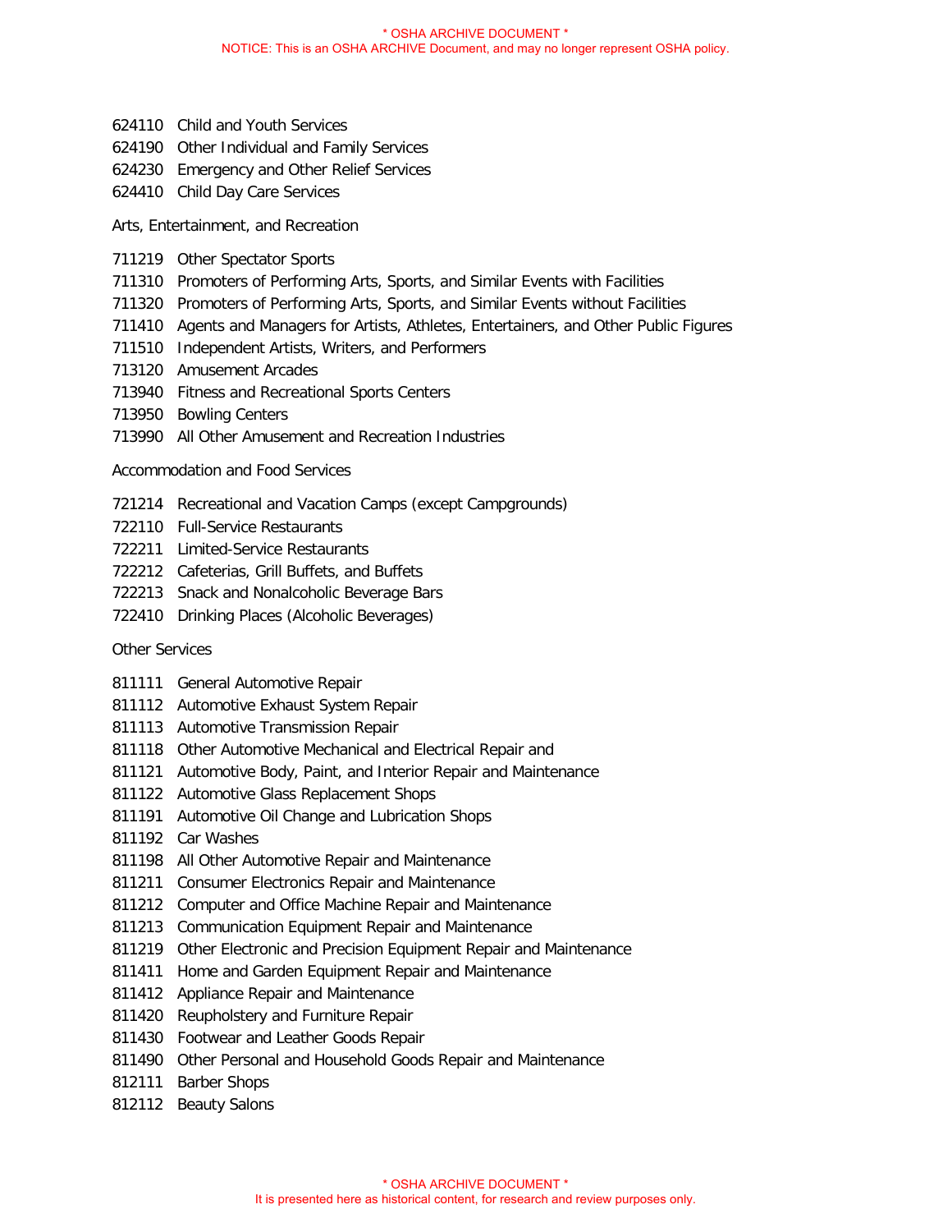624110 Child and Youth Services
624190 Other Individual and Family Services
624230 Emergency and Other Relief Services
624410 Child Day Care Services

Arts, Entertainment, and Recreation

711219 Other Spectator Sports
711310 Promoters of Performing Arts, Sports, and Similar Events with Facilities
711320 Promoters of Performing Arts, Sports, and Similar Events without Facilities
711410 Agents and Managers for Artists, Athletes, Entertainers, and Other Public Figures
711510 Independent Artists, Writers, and Performers
713120 Amusement Arcades
713940 Fitness and Recreational Sports Centers
713950 Bowling Centers
713990 All Other Amusement and Recreation Industries

Accommodation and Food Services

721214 Recreational and Vacation Camps (except Campgrounds)
722110 Full-Service Restaurants
722211 Limited-Service Restaurants
722212 Cafeterias, Grill Buffets, and Buffets
722213 Snack and Nonalcoholic Beverage Bars
722410 Drinking Places (Alcoholic Beverages)

Other Services

811111 General Automotive Repair
811112 Automotive Exhaust System Repair
811113 Automotive Transmission Repair
811118 Other Automotive Mechanical and Electrical Repair and
811121 Automotive Body, Paint, and Interior Repair and Maintenance
811122 Automotive Glass Replacement Shops
811191 Automotive Oil Change and Lubrication Shops
811192 Car Washes
811198 All Other Automotive Repair and Maintenance
811211 Consumer Electronics Repair and Maintenance
811212 Computer and Office Machine Repair and Maintenance
811213 Communication Equipment Repair and Maintenance
811219 Other Electronic and Precision Equipment Repair and Maintenance
811411 Home and Garden Equipment Repair and Maintenance
811412 Appliance Repair and Maintenance
811420 Reupholstery and Furniture Repair
811430 Footwear and Leather Goods Repair
811490 Other Personal and Household Goods Repair and Maintenance
812111 Barber Shops
812112 Beauty Salons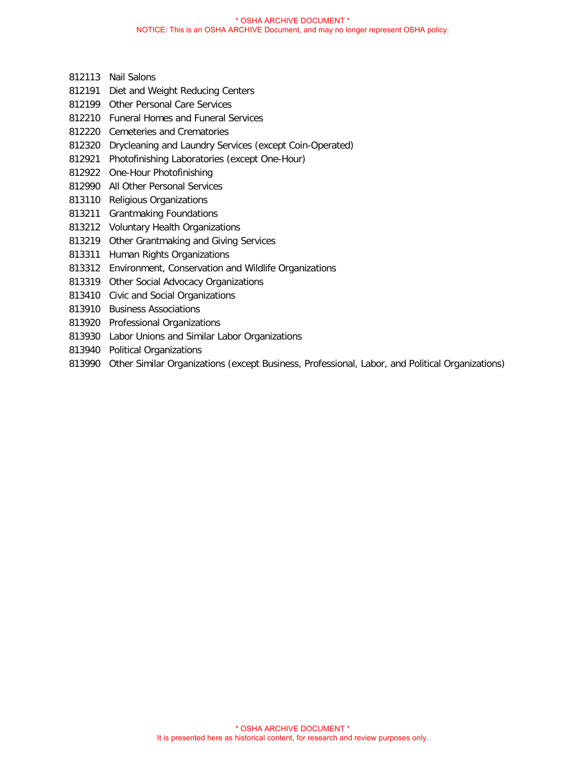812113 Nail Salons
812191 Diet and Weight Reducing Centers
812199 Other Personal Care Services
812210 Funeral Homes and Funeral Services
812220 Cemeteries and Crematories
812320 Drycleaning and Laundry Services (except Coin-Operated)
812921 Photofinishing Laboratories (except One-Hour)
812922 One-Hour Photofinishing
812990 All Other Personal Services
813110 Religious Organizations
813211 Grantmaking Foundations
813212 Voluntary Health Organizations
813219 Other Grantmaking and Giving Services
813311 Human Rights Organizations
813312 Environment, Conservation and Wildlife Organizations
813319 Other Social Advocacy Organizations
813410 Civic and Social Organizations
813910 Business Associations
813920 Professional Organizations
813930 Labor Unions and Similar Labor Organizations
813940 Political Organizations
813990 Other Similar Organizations (except Business, Professional, Labor, and Political Organizations)